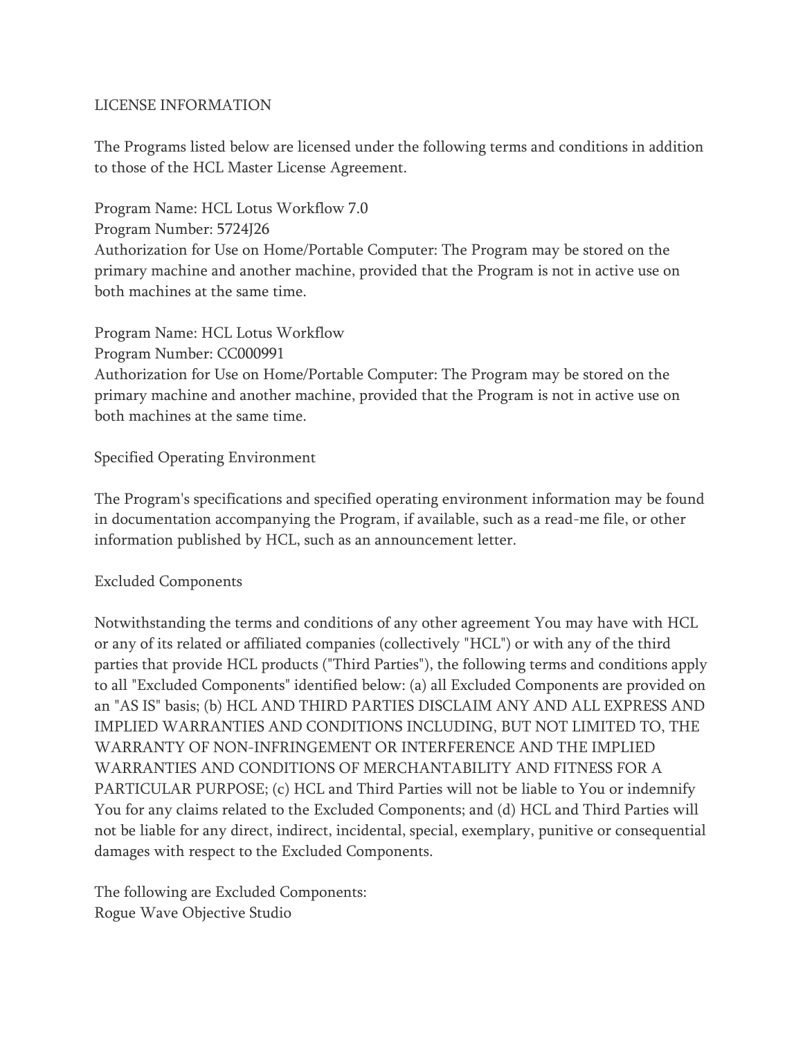# LICENSE INFORMATION

The Programs listed below are licensed under the following terms and conditions in addition to those of the HCL Master License Agreement.

Program Name: HCL Lotus Workflow 7.0
Program Number: 5724J26
Authorization for Use on Home/Portable Computer: The Program may be stored on the primary machine and another machine, provided that the Program is not in active use on both machines at the same time.

Program Name: HCL Lotus Workflow
Program Number: CC000991
Authorization for Use on Home/Portable Computer: The Program may be stored on the primary machine and another machine, provided that the Program is not in active use on both machines at the same time.

## Specified Operating Environment

The Program's specifications and specified operating environment information may be found in documentation accompanying the Program, if available, such as a read-me file, or other information published by HCL, such as an announcement letter.

## Excluded Components

Notwithstanding the terms and conditions of any other agreement You may have with HCL or any of its related or affiliated companies (collectively "HCL") or with any of the third parties that provide HCL products ("Third Parties"), the following terms and conditions apply to all "Excluded Components" identified below: (a) all Excluded Components are provided on an "AS IS" basis; (b) HCL AND THIRD PARTIES DISCLAIM ANY AND ALL EXPRESS AND IMPLIED WARRANTIES AND CONDITIONS INCLUDING, BUT NOT LIMITED TO, THE WARRANTY OF NON-INFRINGEMENT OR INTERFERENCE AND THE IMPLIED WARRANTIES AND CONDITIONS OF MERCHANTABILITY AND FITNESS FOR A PARTICULAR PURPOSE; (c) HCL and Third Parties will not be liable to You or indemnify You for any claims related to the Excluded Components; and (d) HCL and Third Parties will not be liable for any direct, indirect, incidental, special, exemplary, punitive or consequential damages with respect to the Excluded Components.

The following are Excluded Components:
Rogue Wave Objective Studio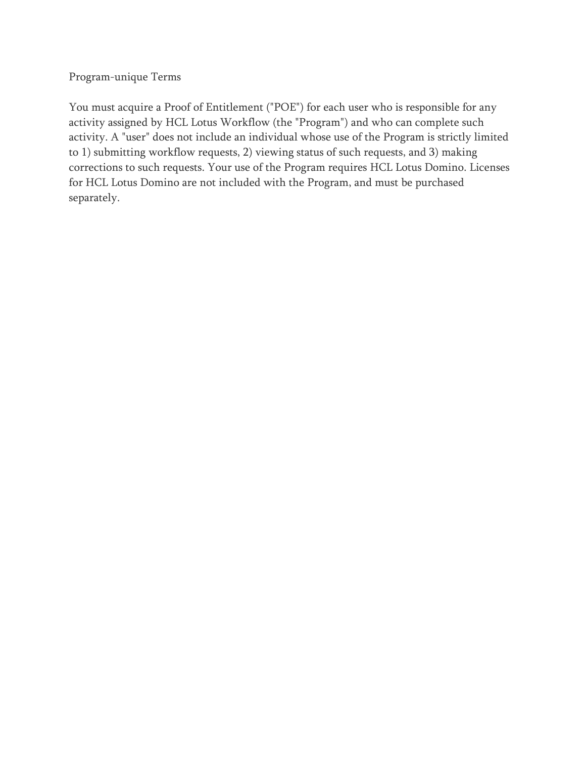Program-unique Terms

You must acquire a Proof of Entitlement ("POE") for each user who is responsible for any activity assigned by HCL Lotus Workflow (the "Program") and who can complete such activity. A "user" does not include an individual whose use of the Program is strictly limited to 1) submitting workflow requests, 2) viewing status of such requests, and 3) making corrections to such requests. Your use of the Program requires HCL Lotus Domino. Licenses for HCL Lotus Domino are not included with the Program, and must be purchased separately.